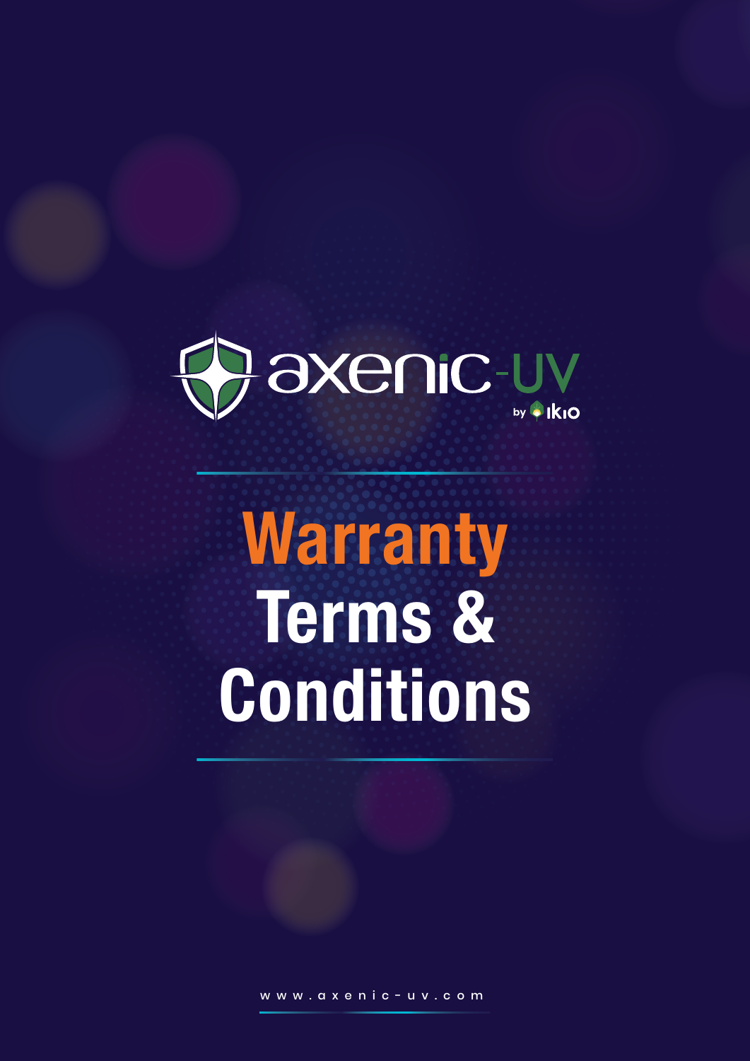axenic-UV

by IKIO

# Warranty Terms & Conditions

www.axenic-uv.com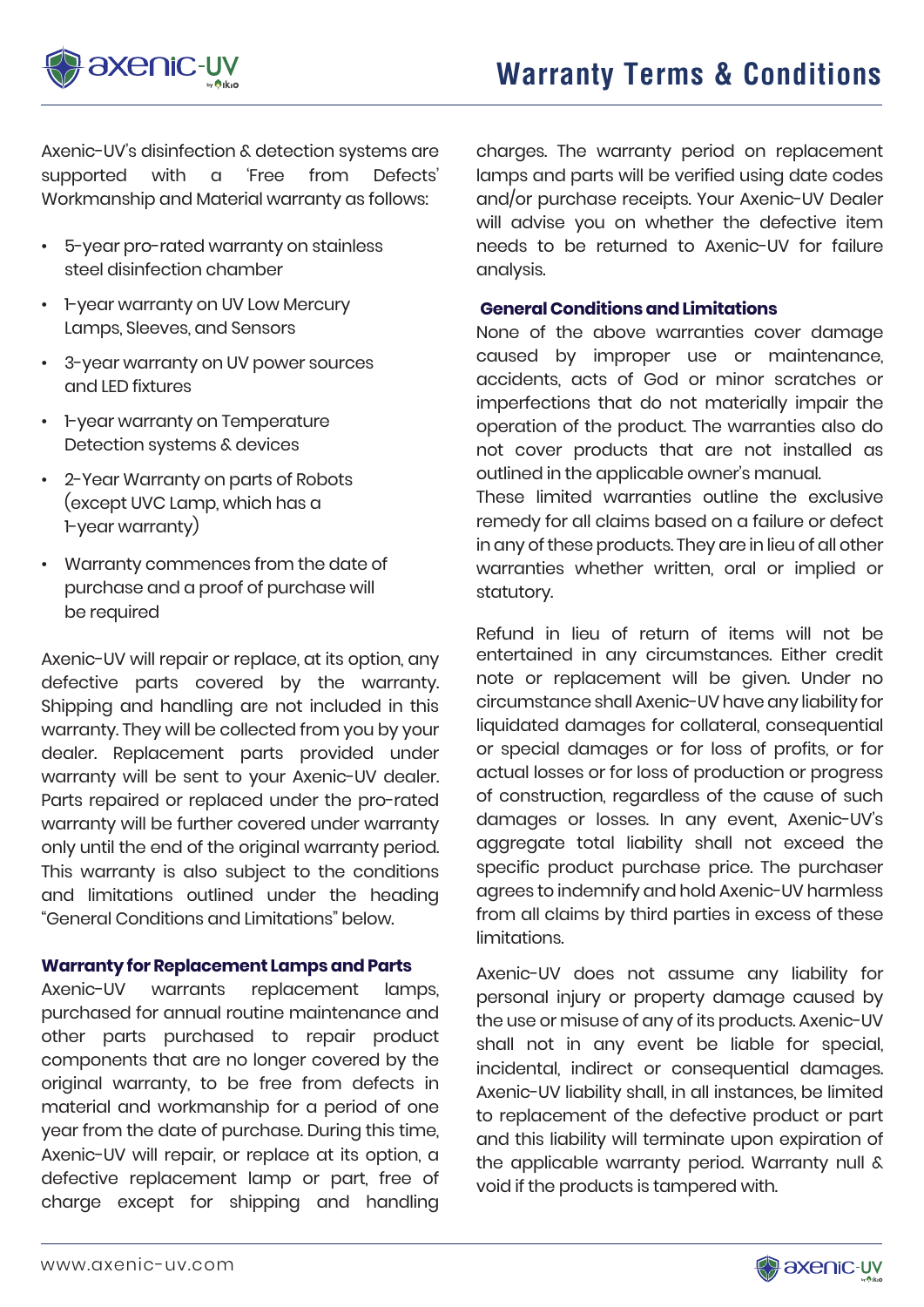# Warranty Terms & Conditions

Axenic-UV's disinfection & detection systems are supported with a 'Free from Defects' Workmanship and Material warranty as follows:

- 5-year pro-rated warranty on stainless steel disinfection chamber
- 1-year warranty on UV Low Mercury Lamps, Sleeves, and Sensors
- 3-year warranty on UV power sources and LED fixtures
- 1-year warranty on Temperature Detection systems & devices
- 2-Year Warranty on parts of Robots (except UVC Lamp, which has a 1-year warranty)
- Warranty commences from the date of purchase and a proof of purchase will be required

Axenic-UV will repair or replace, at its option, any defective parts covered by the warranty. Shipping and handling are not included in this warranty. They will be collected from you by your dealer. Replacement parts provided under warranty will be sent to your Axenic-UV dealer. Parts repaired or replaced under the pro-rated warranty will be further covered under warranty only until the end of the original warranty period. This warranty is also subject to the conditions and limitations outlined under the heading "General Conditions and Limitations" below.

**Warranty for Replacement Lamps and Parts**

Axenic-UV warrants replacement lamps, purchased for annual routine maintenance and other parts purchased to repair product components that are no longer covered by the original warranty, to be free from defects in material and workmanship for a period of one year from the date of purchase. During this time, Axenic-UV will repair, or replace at its option, a defective replacement lamp or part, free of charge except for shipping and handling charges. The warranty period on replacement lamps and parts will be verified using date codes and/or purchase receipts. Your Axenic-UV Dealer will advise you on whether the defective item needs to be returned to Axenic-UV for failure analysis.

**General Conditions and Limitations**

None of the above warranties cover damage caused by improper use or maintenance, accidents, acts of God or minor scratches or imperfections that do not materially impair the operation of the product. The warranties also do not cover products that are not installed as outlined in the applicable owner's manual.

These limited warranties outline the exclusive remedy for all claims based on a failure or defect in any of these products. They are in lieu of all other warranties whether written, oral or implied or statutory.

Refund in lieu of return of items will not be entertained in any circumstances. Either credit note or replacement will be given. Under no circumstance shall Axenic-UV have any liability for liquidated damages for collateral, consequential or special damages or for loss of profits, or for actual losses or for loss of production or progress of construction, regardless of the cause of such damages or losses. In any event, Axenic-UV's aggregate total liability shall not exceed the specific product purchase price. The purchaser agrees to indemnify and hold Axenic-UV harmless from all claims by third parties in excess of these limitations.

Axenic-UV does not assume any liability for personal injury or property damage caused by the use or misuse of any of its products. Axenic-UV shall not in any event be liable for special, incidental, indirect or consequential damages. Axenic-UV liability shall, in all instances, be limited to replacement of the defective product or part and this liability will terminate upon expiration of the applicable warranty period. Warranty null & void if the products is tampered with.